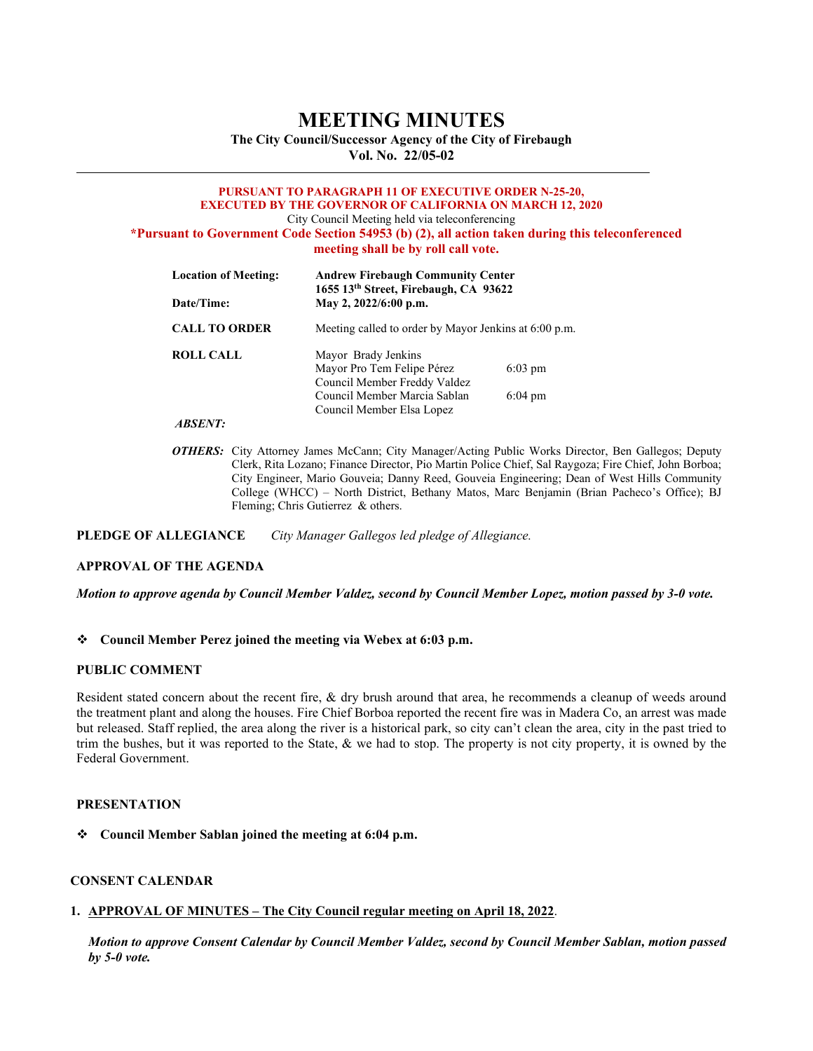# MEETING MINUTES

**The City Council/Successor Agency of the City of Firebaugh**
**Vol. No. 22/05-02**

---

**PURSUANT TO PARAGRAPH 11 OF EXECUTIVE ORDER N-25-20, EXECUTED BY THE GOVERNOR OF CALIFORNIA ON MARCH 12, 2020**

City Council Meeting held via teleconferencing

**\*Pursuant to Government Code Section 54953 (b) (2), all action taken during this teleconferenced meeting shall be by roll call vote.**

| | | |
|---|---|---|
| **Location of Meeting:** | **Andrew Firebaugh Community Center** **1655 13th Street, Firebaugh, CA 93622** | |
| **Date/Time:** | **May 2, 2022/6:00 p.m.** | |
| **CALL TO ORDER** | Meeting called to order by Mayor Jenkins at 6:00 p.m. | |
| **ROLL CALL** | Mayor Brady Jenkins | |
| | Mayor Pro Tem Felipe Pérez | 6:03 pm |
| | Council Member Freddy Valdez | |
| | Council Member Marcia Sablan | 6:04 pm |
| | Council Member Elsa Lopez | |
| ***ABSENT:*** | | |

***OTHERS:*** City Attorney James McCann; City Manager/Acting Public Works Director, Ben Gallegos; Deputy Clerk, Rita Lozano; Finance Director, Pio Martin Police Chief, Sal Raygoza; Fire Chief, John Borboa; City Engineer, Mario Gouveia; Danny Reed, Gouveia Engineering; Dean of West Hills Community College (WHCC) – North District, Bethany Matos, Marc Benjamin (Brian Pacheco's Office); BJ Fleming; Chris Gutierrez & others.

**PLEDGE OF ALLEGIANCE** *City Manager Gallegos led pledge of Allegiance.*

**APPROVAL OF THE AGENDA**

***Motion to approve agenda by Council Member Valdez, second by Council Member Lopez, motion passed by 3-0 vote.***

- **Council Member Perez joined the meeting via Webex at 6:03 p.m.**

**PUBLIC COMMENT**

Resident stated concern about the recent fire, & dry brush around that area, he recommends a cleanup of weeds around the treatment plant and along the houses. Fire Chief Borboa reported the recent fire was in Madera Co, an arrest was made but released. Staff replied, the area along the river is a historical park, so city can't clean the area, city in the past tried to trim the bushes, but it was reported to the State, & we had to stop. The property is not city property, it is owned by the Federal Government.

**PRESENTATION**

- **Council Member Sablan joined the meeting at 6:04 p.m.**

**CONSENT CALENDAR**

1. **APPROVAL OF MINUTES – The City Council regular meeting on April 18, 2022**.

   ***Motion to approve Consent Calendar by Council Member Valdez, second by Council Member Sablan, motion passed by 5-0 vote.***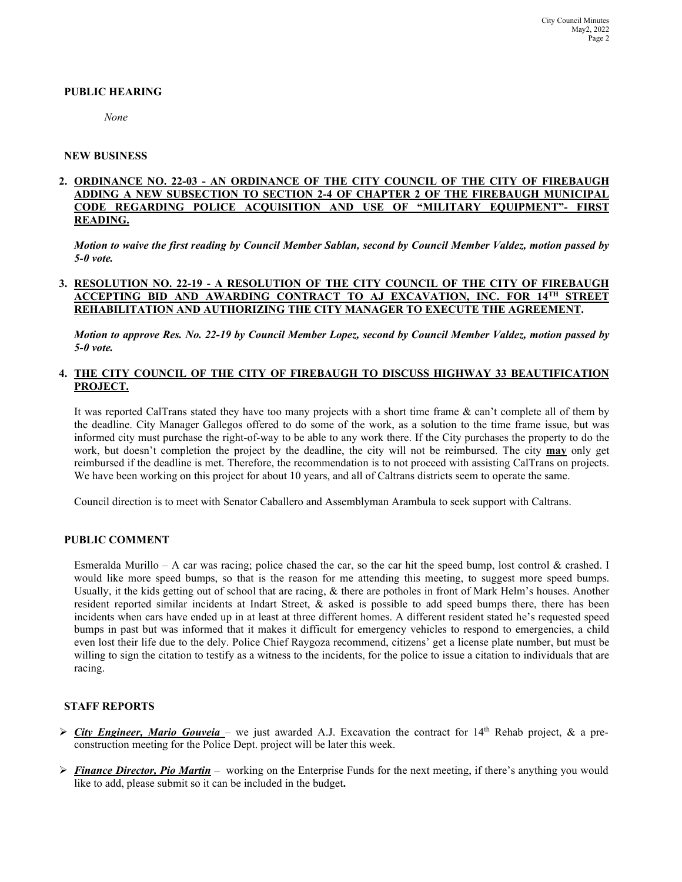**PUBLIC HEARING**

*None*

**NEW BUSINESS**

**2. ORDINANCE NO. 22-03 - AN ORDINANCE OF THE CITY COUNCIL OF THE CITY OF FIREBAUGH ADDING A NEW SUBSECTION TO SECTION 2-4 OF CHAPTER 2 OF THE FIREBAUGH MUNICIPAL CODE REGARDING POLICE ACQUISITION AND USE OF "MILITARY EQUIPMENT"- FIRST READING.**

***Motion to waive the first reading by Council Member Sablan, second by Council Member Valdez, motion passed by 5-0 vote.***

**3. RESOLUTION NO. 22-19 - A RESOLUTION OF THE CITY COUNCIL OF THE CITY OF FIREBAUGH ACCEPTING BID AND AWARDING CONTRACT TO AJ EXCAVATION, INC. FOR 14TH STREET REHABILITATION AND AUTHORIZING THE CITY MANAGER TO EXECUTE THE AGREEMENT.**

***Motion to approve Res. No. 22-19 by Council Member Lopez, second by Council Member Valdez, motion passed by 5-0 vote.***

**4. THE CITY COUNCIL OF THE CITY OF FIREBAUGH TO DISCUSS HIGHWAY 33 BEAUTIFICATION PROJECT.**

It was reported CalTrans stated they have too many projects with a short time frame & can't complete all of them by the deadline. City Manager Gallegos offered to do some of the work, as a solution to the time frame issue, but was informed city must purchase the right-of-way to be able to any work there. If the City purchases the property to do the work, but doesn't completion the project by the deadline, the city will not be reimbursed. The city **may** only get reimbursed if the deadline is met. Therefore, the recommendation is to not proceed with assisting CalTrans on projects. We have been working on this project for about 10 years, and all of Caltrans districts seem to operate the same.

Council direction is to meet with Senator Caballero and Assemblyman Arambula to seek support with Caltrans.

**PUBLIC COMMENT**

Esmeralda Murillo – A car was racing; police chased the car, so the car hit the speed bump, lost control & crashed. I would like more speed bumps, so that is the reason for me attending this meeting, to suggest more speed bumps. Usually, it the kids getting out of school that are racing, & there are potholes in front of Mark Helm's houses. Another resident reported similar incidents at Indart Street, & asked is possible to add speed bumps there, there has been incidents when cars have ended up in at least at three different homes. A different resident stated he's requested speed bumps in past but was informed that it makes it difficult for emergency vehicles to respond to emergencies, a child even lost their life due to the dely. Police Chief Raygoza recommend, citizens' get a license plate number, but must be willing to sign the citation to testify as a witness to the incidents, for the police to issue a citation to individuals that are racing.

**STAFF REPORTS**

- ***City Engineer, Mario Gouveia*** – we just awarded A.J. Excavation the contract for 14th Rehab project, & a pre-construction meeting for the Police Dept. project will be later this week.
- ***Finance Director, Pio Martin*** – working on the Enterprise Funds for the next meeting, if there's anything you would like to add, please submit so it can be included in the budget**.**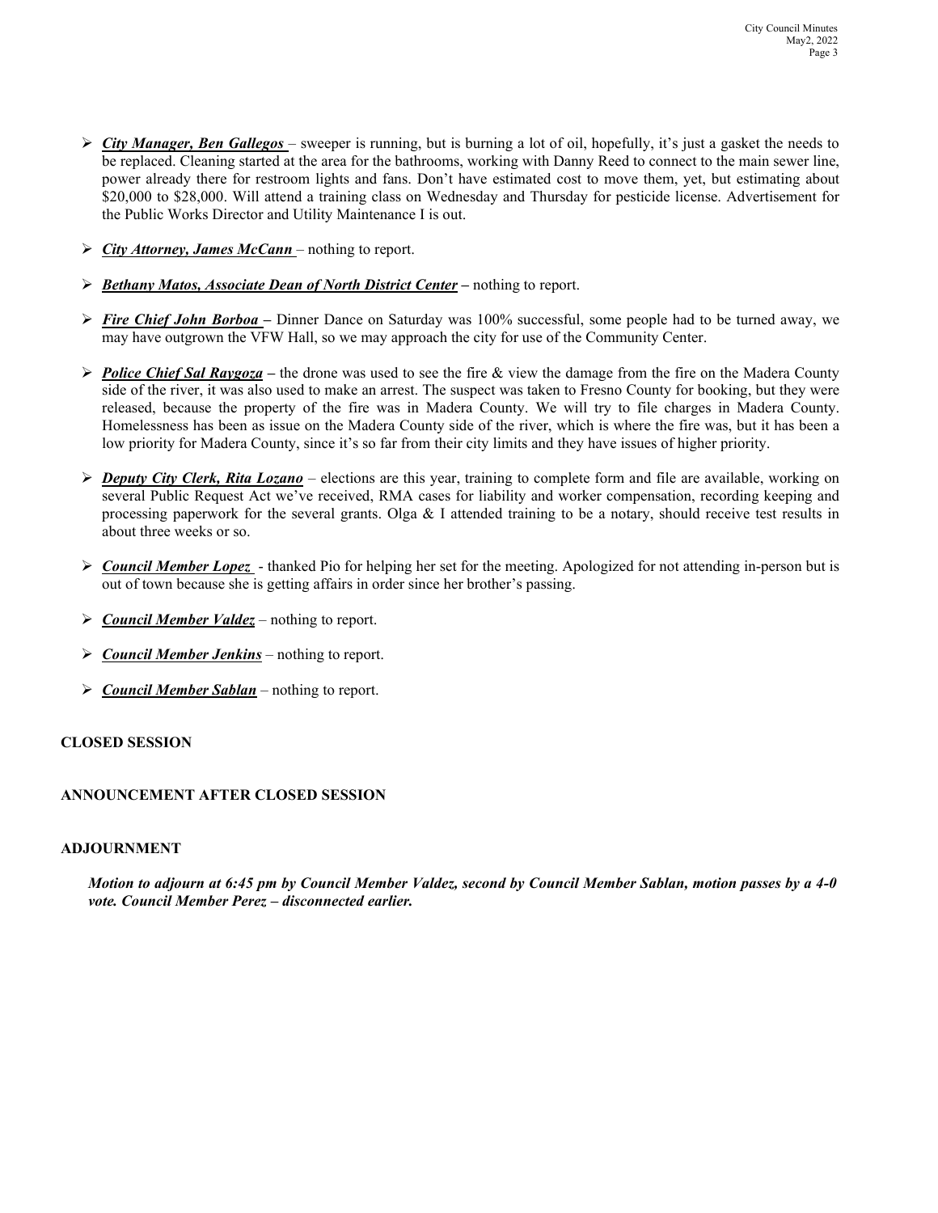- ***City Manager, Ben Gallegos*** – sweeper is running, but is burning a lot of oil, hopefully, it's just a gasket the needs to be replaced. Cleaning started at the area for the bathrooms, working with Danny Reed to connect to the main sewer line, power already there for restroom lights and fans. Don't have estimated cost to move them, yet, but estimating about $20,000 to $28,000. Will attend a training class on Wednesday and Thursday for pesticide license. Advertisement for the Public Works Director and Utility Maintenance I is out.

- ***City Attorney, James McCann*** – nothing to report.

- ***Bethany Matos, Associate Dean of North District Center*** **–** nothing to report.

- ***Fire Chief John Borboa*** **–** Dinner Dance on Saturday was 100% successful, some people had to be turned away, we may have outgrown the VFW Hall, so we may approach the city for use of the Community Center.

- ***Police Chief Sal Raygoza*** **–** the drone was used to see the fire & view the damage from the fire on the Madera County side of the river, it was also used to make an arrest. The suspect was taken to Fresno County for booking, but they were released, because the property of the fire was in Madera County. We will try to file charges in Madera County. Homelessness has been as issue on the Madera County side of the river, which is where the fire was, but it has been a low priority for Madera County, since it's so far from their city limits and they have issues of higher priority.

- ***Deputy City Clerk, Rita Lozano*** – elections are this year, training to complete form and file are available, working on several Public Request Act we've received, RMA cases for liability and worker compensation, recording keeping and processing paperwork for the several grants. Olga & I attended training to be a notary, should receive test results in about three weeks or so.

- ***Council Member Lopez*** - thanked Pio for helping her set for the meeting. Apologized for not attending in-person but is out of town because she is getting affairs in order since her brother's passing.

- ***Council Member Valdez*** – nothing to report.

- ***Council Member Jenkins*** – nothing to report.

- ***Council Member Sablan*** – nothing to report.

**CLOSED SESSION**

**ANNOUNCEMENT AFTER CLOSED SESSION**

**ADJOURNMENT**

***Motion to adjourn at 6:45 pm by Council Member Valdez, second by Council Member Sablan, motion passes by a 4-0 vote. Council Member Perez – disconnected earlier.***